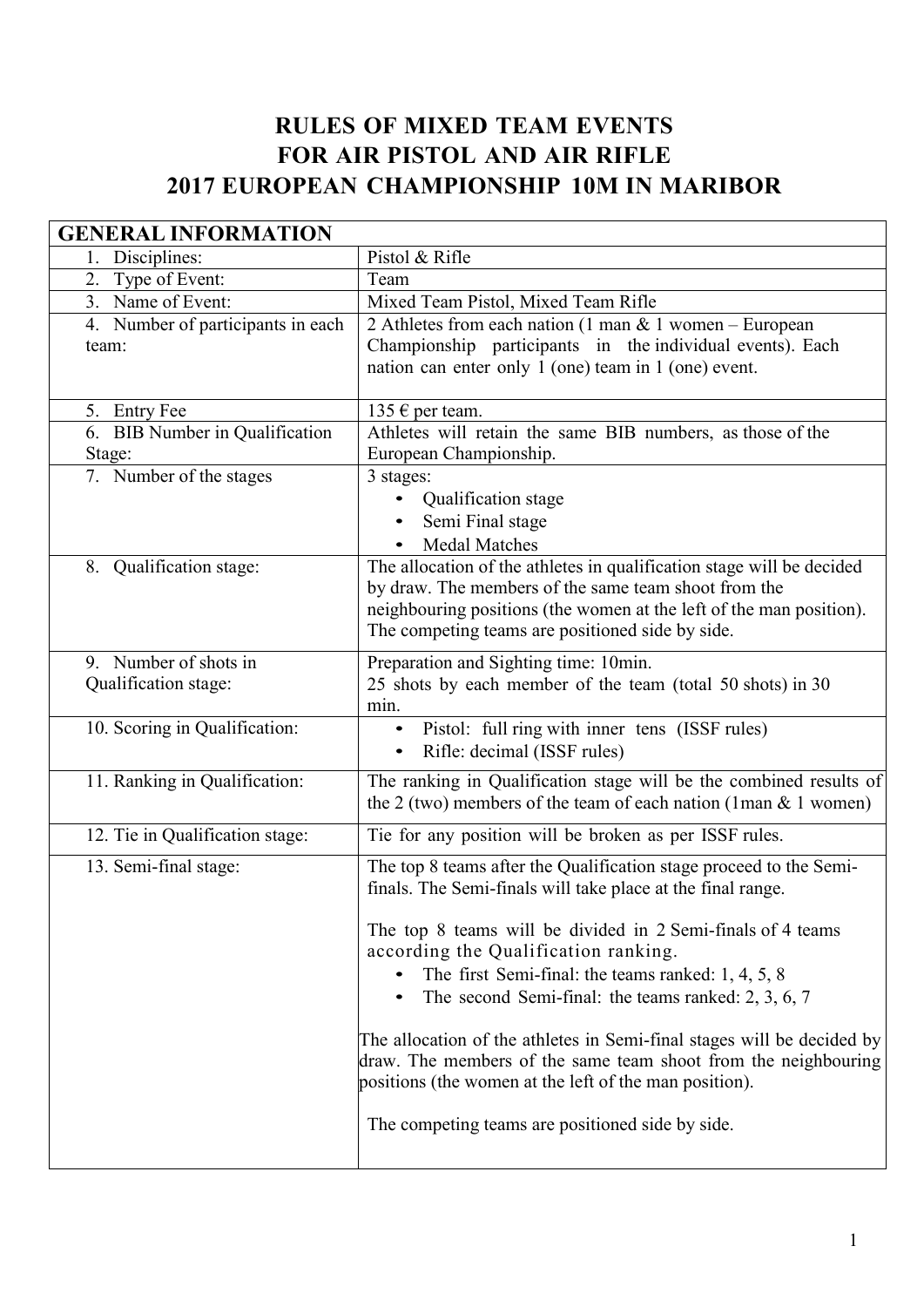# RULES OF MIXED TEAM EVENTS FOR AIR PISTOL AND AIR RIFLE 2017 EUROPEAN CHAMPIONSHIP 10M IN MARIBOR

| GENERAL INFORMATION | |
|---|---|
| 1. Disciplines: | Pistol & Rifle |
| 2. Type of Event: | Team |
| 3. Name of Event: | Mixed Team Pistol, Mixed Team Rifle |
| 4. Number of participants in each team: | 2 Athletes from each nation (1 man & 1 women – European Championship participants in the individual events). Each nation can enter only 1 (one) team in 1 (one) event. |
| 5. Entry Fee | 135 € per team. |
| 6. BIB Number in Qualification Stage: | Athletes will retain the same BIB numbers, as those of the European Championship. |
| 7. Number of the stages | 3 stages:<br>• Qualification stage<br>• Semi Final stage<br>• Medal Matches |
| 8. Qualification stage: | The allocation of the athletes in qualification stage will be decided by draw. The members of the same team shoot from the neighbouring positions (the women at the left of the man position). The competing teams are positioned side by side. |
| 9. Number of shots in Qualification stage: | Preparation and Sighting time: 10min.<br>25 shots by each member of the team (total 50 shots) in 30 min. |
| 10. Scoring in Qualification: | • Pistol: full ring with inner tens (ISSF rules)<br>• Rifle: decimal (ISSF rules) |
| 11. Ranking in Qualification: | The ranking in Qualification stage will be the combined results of the 2 (two) members of the team of each nation (1man & 1 women) |
| 12. Tie in Qualification stage: | Tie for any position will be broken as per ISSF rules. |
| 13. Semi-final stage: | The top 8 teams after the Qualification stage proceed to the Semi-finals. The Semi-finals will take place at the final range.<br><br>The top 8 teams will be divided in 2 Semi-finals of 4 teams according the Qualification ranking.<br>• The first Semi-final: the teams ranked: 1, 4, 5, 8<br>• The second Semi-final: the teams ranked: 2, 3, 6, 7<br><br>The allocation of the athletes in Semi-final stages will be decided by draw. The members of the same team shoot from the neighbouring positions (the women at the left of the man position).<br><br>The competing teams are positioned side by side. |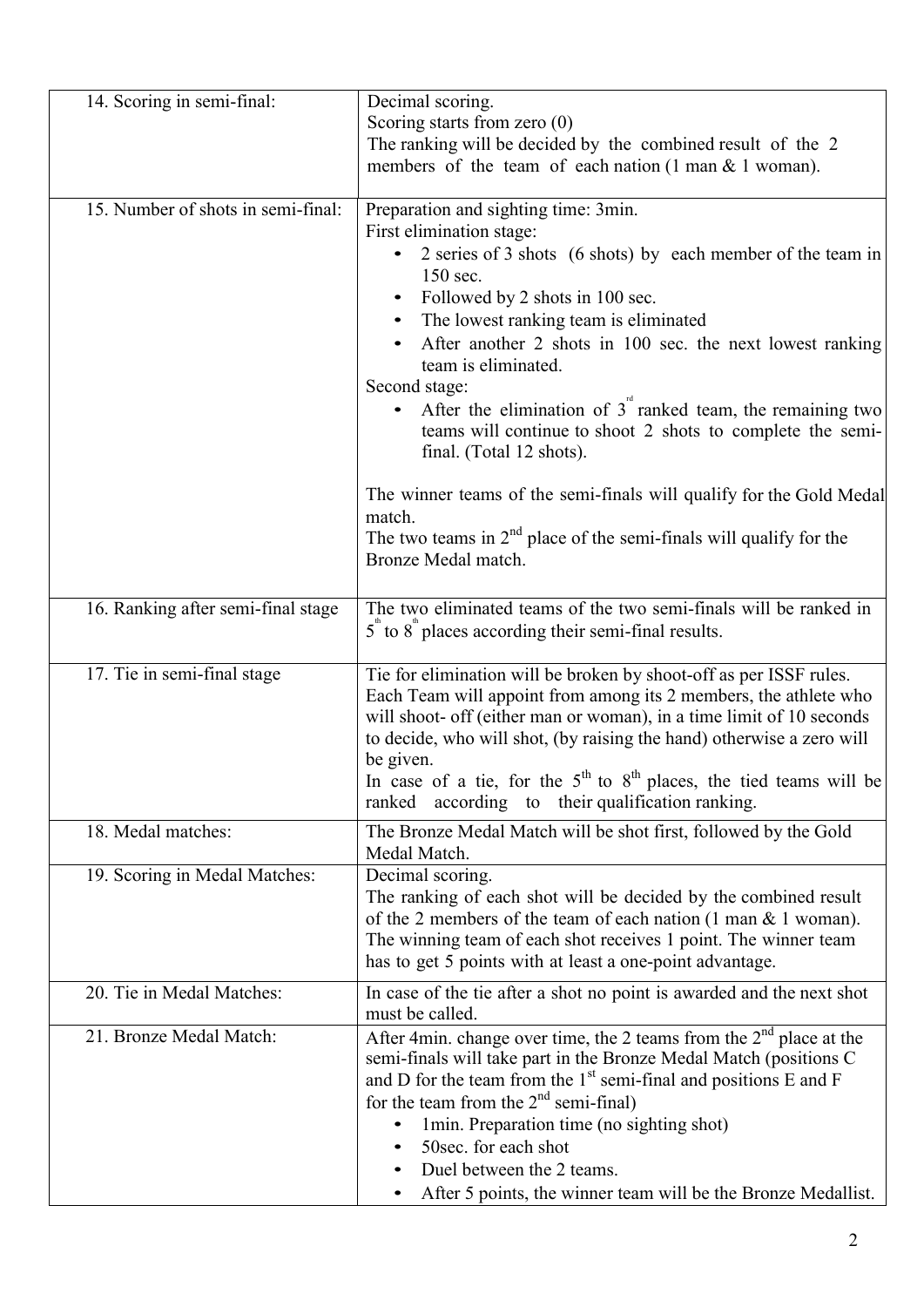| | |
|---|---|
| 14. Scoring in semi-final: | Decimal scoring.<br>Scoring starts from zero (0)<br>The ranking will be decided by the combined result of the 2 members of the team of each nation (1 man & 1 woman). |
| 15. Number of shots in semi-final: | Preparation and sighting time: 3min.<br>First elimination stage:<br>• 2 series of 3 shots (6 shots) by each member of the team in 150 sec.<br>• Followed by 2 shots in 100 sec.<br>• The lowest ranking team is eliminated<br>• After another 2 shots in 100 sec. the next lowest ranking team is eliminated.<br>Second stage:<br>• After the elimination of 3rd ranked team, the remaining two teams will continue to shoot 2 shots to complete the semi-final. (Total 12 shots).<br><br>The winner teams of the semi-finals will qualify for the Gold Medal match.<br>The two teams in 2nd place of the semi-finals will qualify for the Bronze Medal match. |
| 16. Ranking after semi-final stage | The two eliminated teams of the two semi-finals will be ranked in 5th to 8th places according their semi-final results. |
| 17. Tie in semi-final stage | Tie for elimination will be broken by shoot-off as per ISSF rules. Each Team will appoint from among its 2 members, the athlete who will shoot- off (either man or woman), in a time limit of 10 seconds to decide, who will shot, (by raising the hand) otherwise a zero will be given.<br>In case of a tie, for the 5th to 8th places, the tied teams will be ranked according to their qualification ranking. |
| 18. Medal matches: | The Bronze Medal Match will be shot first, followed by the Gold Medal Match. |
| 19. Scoring in Medal Matches: | Decimal scoring.<br>The ranking of each shot will be decided by the combined result of the 2 members of the team of each nation (1 man & 1 woman). The winning team of each shot receives 1 point. The winner team has to get 5 points with at least a one-point advantage. |
| 20. Tie in Medal Matches: | In case of the tie after a shot no point is awarded and the next shot must be called. |
| 21. Bronze Medal Match: | After 4min. change over time, the 2 teams from the 2nd place at the semi-finals will take part in the Bronze Medal Match (positions C and D for the team from the 1st semi-final and positions E and F for the team from the 2nd semi-final)<br>• 1min. Preparation time (no sighting shot)<br>• 50sec. for each shot<br>• Duel between the 2 teams.<br>• After 5 points, the winner team will be the Bronze Medallist. |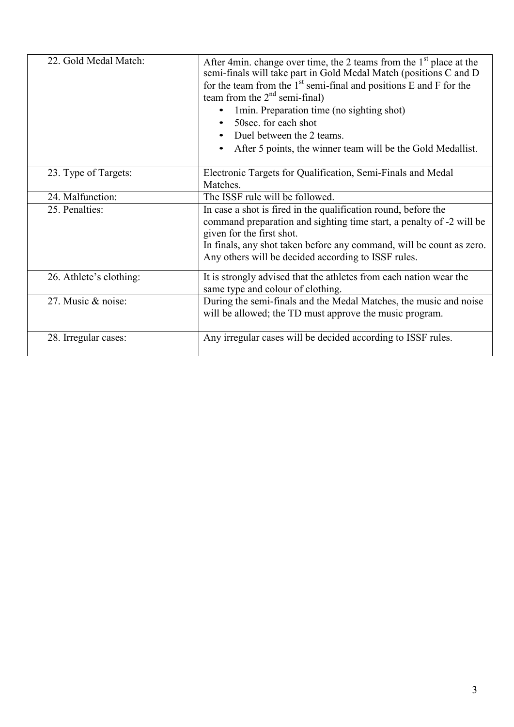| | |
|---|---|
| 22. Gold Medal Match: | After 4min. change over time, the 2 teams from the 1st place at the semi-finals will take part in Gold Medal Match (positions C and D for the team from the 1st semi-final and positions E and F for the team from the 2nd semi-final)<br>• 1min. Preparation time (no sighting shot)<br>• 50sec. for each shot<br>• Duel between the 2 teams.<br>• After 5 points, the winner team will be the Gold Medallist. |
| 23. Type of Targets: | Electronic Targets for Qualification, Semi-Finals and Medal Matches. |
| 24. Malfunction: | The ISSF rule will be followed. |
| 25. Penalties: | In case a shot is fired in the qualification round, before the command preparation and sighting time start, a penalty of -2 will be given for the first shot.<br>In finals, any shot taken before any command, will be count as zero.<br>Any others will be decided according to ISSF rules. |
| 26. Athlete's clothing: | It is strongly advised that the athletes from each nation wear the same type and colour of clothing. |
| 27. Music & noise: | During the semi-finals and the Medal Matches, the music and noise will be allowed; the TD must approve the music program. |
| 28. Irregular cases: | Any irregular cases will be decided according to ISSF rules. |